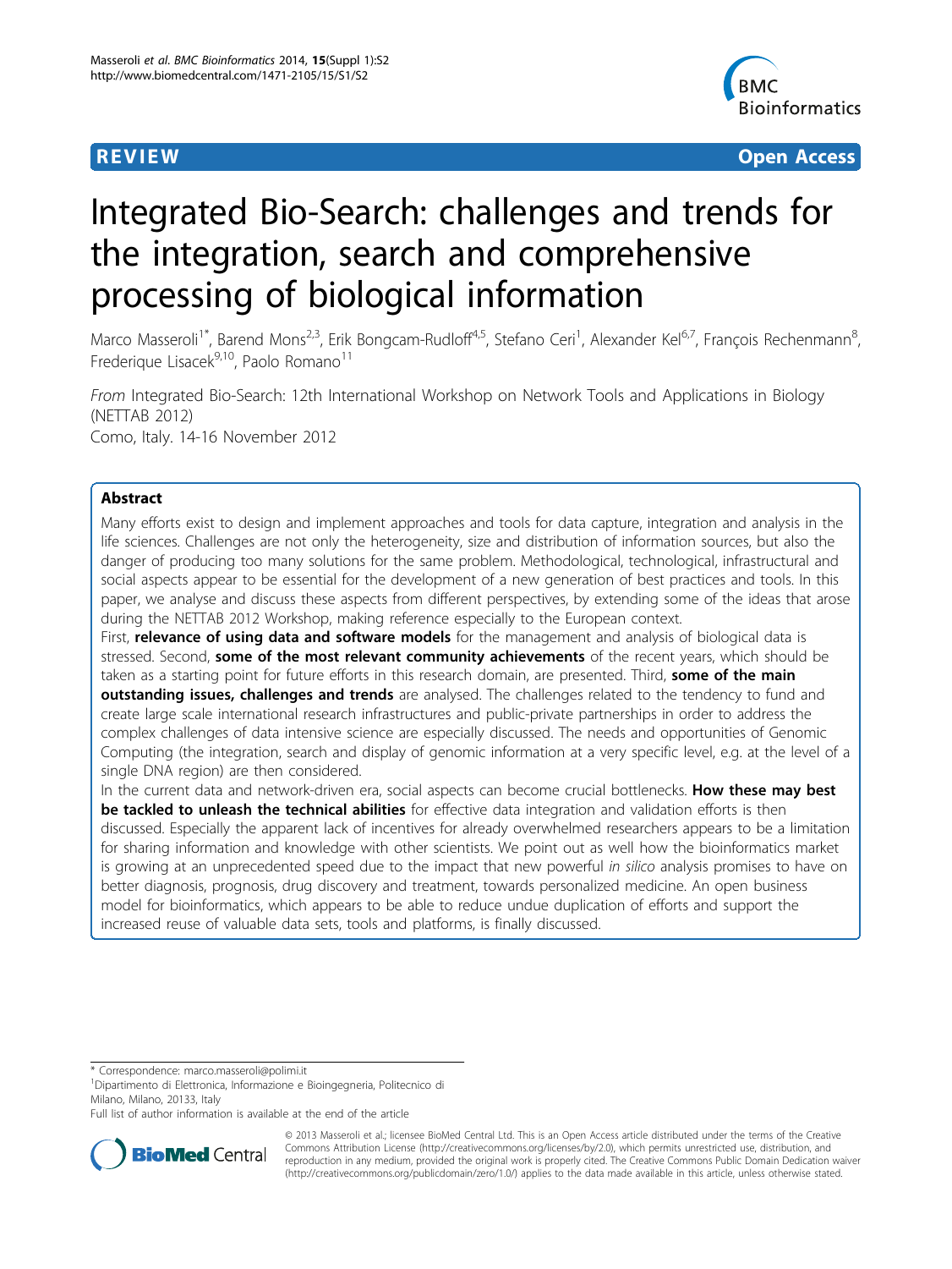**REVIEW** **Open Access**

# Integrated Bio-Search: challenges and trends for the integration, search and comprehensive processing of biological information

Marco Masseroli[1*], Barend Mons[2,3], Erik Bongcam-Rudloff[4,5], Stefano Ceri[1], Alexander Kel[6,7], François Rechenmann[8], Frederique Lisacek[9,10], Paolo Romano[11]

*From* Integrated Bio-Search: 12th International Workshop on Network Tools and Applications in Biology (NETTAB 2012)
Como, Italy. 14-16 November 2012

## Abstract

Many efforts exist to design and implement approaches and tools for data capture, integration and analysis in the life sciences. Challenges are not only the heterogeneity, size and distribution of information sources, but also the danger of producing too many solutions for the same problem. Methodological, technological, infrastructural and social aspects appear to be essential for the development of a new generation of best practices and tools. In this paper, we analyse and discuss these aspects from different perspectives, by extending some of the ideas that arose during the NETTAB 2012 Workshop, making reference especially to the European context.

First, **relevance of using data and software models** for the management and analysis of biological data is stressed. Second, **some of the most relevant community achievements** of the recent years, which should be taken as a starting point for future efforts in this research domain, are presented. Third, **some of the main outstanding issues, challenges and trends** are analysed. The challenges related to the tendency to fund and create large scale international research infrastructures and public-private partnerships in order to address the complex challenges of data intensive science are especially discussed. The needs and opportunities of Genomic Computing (the integration, search and display of genomic information at a very specific level, e.g. at the level of a single DNA region) are then considered.

In the current data and network-driven era, social aspects can become crucial bottlenecks. **How these may best be tackled to unleash the technical abilities** for effective data integration and validation efforts is then discussed. Especially the apparent lack of incentives for already overwhelmed researchers appears to be a limitation for sharing information and knowledge with other scientists. We point out as well how the bioinformatics market is growing at an unprecedented speed due to the impact that new powerful *in silico* analysis promises to have on better diagnosis, prognosis, drug discovery and treatment, towards personalized medicine. An open business model for bioinformatics, which appears to be able to reduce undue duplication of efforts and support the increased reuse of valuable data sets, tools and platforms, is finally discussed.

---

\* Correspondence: marco.masseroli@polimi.it
[1]Dipartimento di Elettronica, Informazione e Bioingegneria, Politecnico di Milano, Milano, 20133, Italy
Full list of author information is available at the end of the article

© 2013 Masseroli et al.; licensee BioMed Central Ltd. This is an Open Access article distributed under the terms of the Creative Commons Attribution License (http://creativecommons.org/licenses/by/2.0), which permits unrestricted use, distribution, and reproduction in any medium, provided the original work is properly cited. The Creative Commons Public Domain Dedication waiver (http://creativecommons.org/publicdomain/zero/1.0/) applies to the data made available in this article, unless otherwise stated.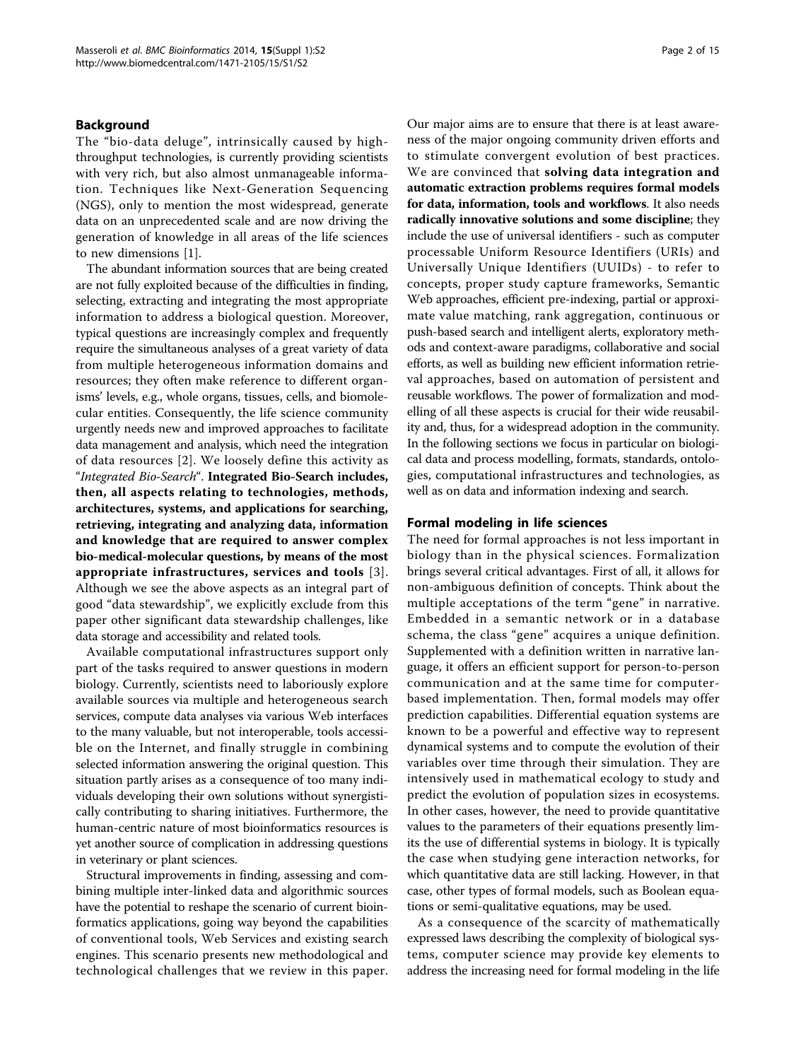## Background

The "bio-data deluge", intrinsically caused by high-throughput technologies, is currently providing scientists with very rich, but also almost unmanageable information. Techniques like Next-Generation Sequencing (NGS), only to mention the most widespread, generate data on an unprecedented scale and are now driving the generation of knowledge in all areas of the life sciences to new dimensions [1].

The abundant information sources that are being created are not fully exploited because of the difficulties in finding, selecting, extracting and integrating the most appropriate information to address a biological question. Moreover, typical questions are increasingly complex and frequently require the simultaneous analyses of a great variety of data from multiple heterogeneous information domains and resources; they often make reference to different organisms' levels, e.g., whole organs, tissues, cells, and biomolecular entities. Consequently, the life science community urgently needs new and improved approaches to facilitate data management and analysis, which need the integration of data resources [2]. We loosely define this activity as "*Integrated Bio-Search*". **Integrated Bio-Search includes, then, all aspects relating to technologies, methods, architectures, systems, and applications for searching, retrieving, integrating and analyzing data, information and knowledge that are required to answer complex bio-medical-molecular questions, by means of the most appropriate infrastructures, services and tools** [3]. Although we see the above aspects as an integral part of good "data stewardship", we explicitly exclude from this paper other significant data stewardship challenges, like data storage and accessibility and related tools.

Available computational infrastructures support only part of the tasks required to answer questions in modern biology. Currently, scientists need to laboriously explore available sources via multiple and heterogeneous search services, compute data analyses via various Web interfaces to the many valuable, but not interoperable, tools accessible on the Internet, and finally struggle in combining selected information answering the original question. This situation partly arises as a consequence of too many individuals developing their own solutions without synergistically contributing to sharing initiatives. Furthermore, the human-centric nature of most bioinformatics resources is yet another source of complication in addressing questions in veterinary or plant sciences.

Structural improvements in finding, assessing and combining multiple inter-linked data and algorithmic sources have the potential to reshape the scenario of current bioinformatics applications, going way beyond the capabilities of conventional tools, Web Services and existing search engines. This scenario presents new methodological and technological challenges that we review in this paper. Our major aims are to ensure that there is at least awareness of the major ongoing community driven efforts and to stimulate convergent evolution of best practices. We are convinced that **solving data integration and automatic extraction problems requires formal models for data, information, tools and workflows**. It also needs **radically innovative solutions and some discipline**; they include the use of universal identifiers - such as computer processable Uniform Resource Identifiers (URIs) and Universally Unique Identifiers (UUIDs) - to refer to concepts, proper study capture frameworks, Semantic Web approaches, efficient pre-indexing, partial or approximate value matching, rank aggregation, continuous or push-based search and intelligent alerts, exploratory methods and context-aware paradigms, collaborative and social efforts, as well as building new efficient information retrieval approaches, based on automation of persistent and reusable workflows. The power of formalization and modelling of all these aspects is crucial for their wide reusability and, thus, for a widespread adoption in the community. In the following sections we focus in particular on biological data and process modelling, formats, standards, ontologies, computational infrastructures and technologies, as well as on data and information indexing and search.

## Formal modeling in life sciences

The need for formal approaches is not less important in biology than in the physical sciences. Formalization brings several critical advantages. First of all, it allows for non-ambiguous definition of concepts. Think about the multiple acceptations of the term "gene" in narrative. Embedded in a semantic network or in a database schema, the class "gene" acquires a unique definition. Supplemented with a definition written in narrative language, it offers an efficient support for person-to-person communication and at the same time for computer-based implementation. Then, formal models may offer prediction capabilities. Differential equation systems are known to be a powerful and effective way to represent dynamical systems and to compute the evolution of their variables over time through their simulation. They are intensively used in mathematical ecology to study and predict the evolution of population sizes in ecosystems. In other cases, however, the need to provide quantitative values to the parameters of their equations presently limits the use of differential systems in biology. It is typically the case when studying gene interaction networks, for which quantitative data are still lacking. However, in that case, other types of formal models, such as Boolean equations or semi-qualitative equations, may be used.

As a consequence of the scarcity of mathematically expressed laws describing the complexity of biological systems, computer science may provide key elements to address the increasing need for formal modeling in the life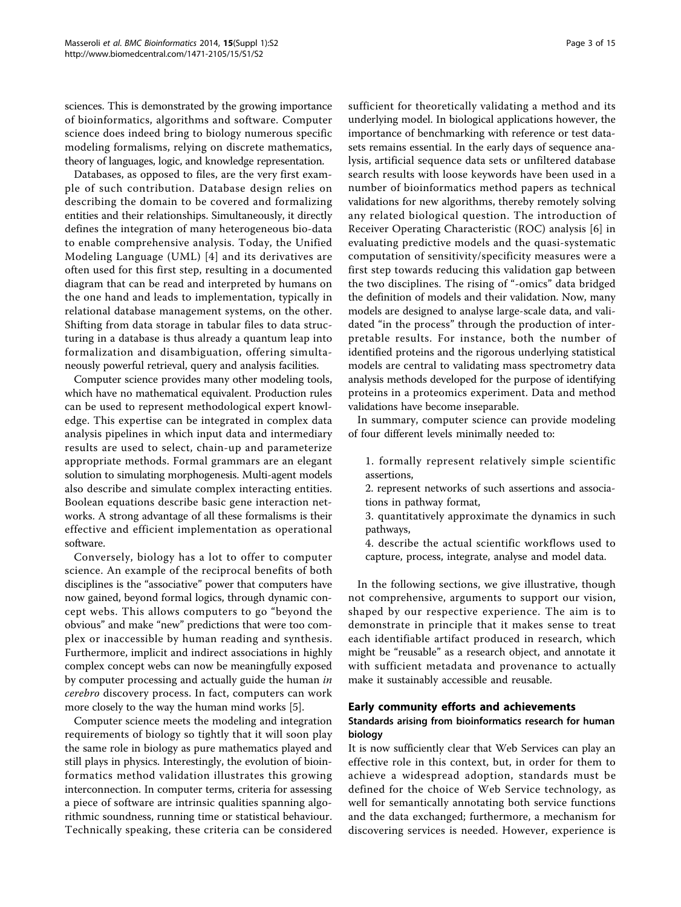sciences. This is demonstrated by the growing importance of bioinformatics, algorithms and software. Computer science does indeed bring to biology numerous specific modeling formalisms, relying on discrete mathematics, theory of languages, logic, and knowledge representation.

Databases, as opposed to files, are the very first example of such contribution. Database design relies on describing the domain to be covered and formalizing entities and their relationships. Simultaneously, it directly defines the integration of many heterogeneous bio-data to enable comprehensive analysis. Today, the Unified Modeling Language (UML) [4] and its derivatives are often used for this first step, resulting in a documented diagram that can be read and interpreted by humans on the one hand and leads to implementation, typically in relational database management systems, on the other. Shifting from data storage in tabular files to data structuring in a database is thus already a quantum leap into formalization and disambiguation, offering simultaneously powerful retrieval, query and analysis facilities.

Computer science provides many other modeling tools, which have no mathematical equivalent. Production rules can be used to represent methodological expert knowledge. This expertise can be integrated in complex data analysis pipelines in which input data and intermediary results are used to select, chain-up and parameterize appropriate methods. Formal grammars are an elegant solution to simulating morphogenesis. Multi-agent models also describe and simulate complex interacting entities. Boolean equations describe basic gene interaction networks. A strong advantage of all these formalisms is their effective and efficient implementation as operational software.

Conversely, biology has a lot to offer to computer science. An example of the reciprocal benefits of both disciplines is the "associative" power that computers have now gained, beyond formal logics, through dynamic concept webs. This allows computers to go "beyond the obvious" and make "new" predictions that were too complex or inaccessible by human reading and synthesis. Furthermore, implicit and indirect associations in highly complex concept webs can now be meaningfully exposed by computer processing and actually guide the human *in cerebro* discovery process. In fact, computers can work more closely to the way the human mind works [5].

Computer science meets the modeling and integration requirements of biology so tightly that it will soon play the same role in biology as pure mathematics played and still plays in physics. Interestingly, the evolution of bioinformatics method validation illustrates this growing interconnection. In computer terms, criteria for assessing a piece of software are intrinsic qualities spanning algorithmic soundness, running time or statistical behaviour. Technically speaking, these criteria can be considered sufficient for theoretically validating a method and its underlying model. In biological applications however, the importance of benchmarking with reference or test datasets remains essential. In the early days of sequence analysis, artificial sequence data sets or unfiltered database search results with loose keywords have been used in a number of bioinformatics method papers as technical validations for new algorithms, thereby remotely solving any related biological question. The introduction of Receiver Operating Characteristic (ROC) analysis [6] in evaluating predictive models and the quasi-systematic computation of sensitivity/specificity measures were a first step towards reducing this validation gap between the two disciplines. The rising of "-omics" data bridged the definition of models and their validation. Now, many models are designed to analyse large-scale data, and validated "in the process" through the production of interpretable results. For instance, both the number of identified proteins and the rigorous underlying statistical models are central to validating mass spectrometry data analysis methods developed for the purpose of identifying proteins in a proteomics experiment. Data and method validations have become inseparable.

In summary, computer science can provide modeling of four different levels minimally needed to:

1. formally represent relatively simple scientific assertions,
2. represent networks of such assertions and associations in pathway format,
3. quantitatively approximate the dynamics in such pathways,
4. describe the actual scientific workflows used to capture, process, integrate, analyse and model data.

In the following sections, we give illustrative, though not comprehensive, arguments to support our vision, shaped by our respective experience. The aim is to demonstrate in principle that it makes sense to treat each identifiable artifact produced in research, which might be "reusable" as a research object, and annotate it with sufficient metadata and provenance to actually make it sustainably accessible and reusable.

## Early community efforts and achievements

### Standards arising from bioinformatics research for human biology

It is now sufficiently clear that Web Services can play an effective role in this context, but, in order for them to achieve a widespread adoption, standards must be defined for the choice of Web Service technology, as well for semantically annotating both service functions and the data exchanged; furthermore, a mechanism for discovering services is needed. However, experience is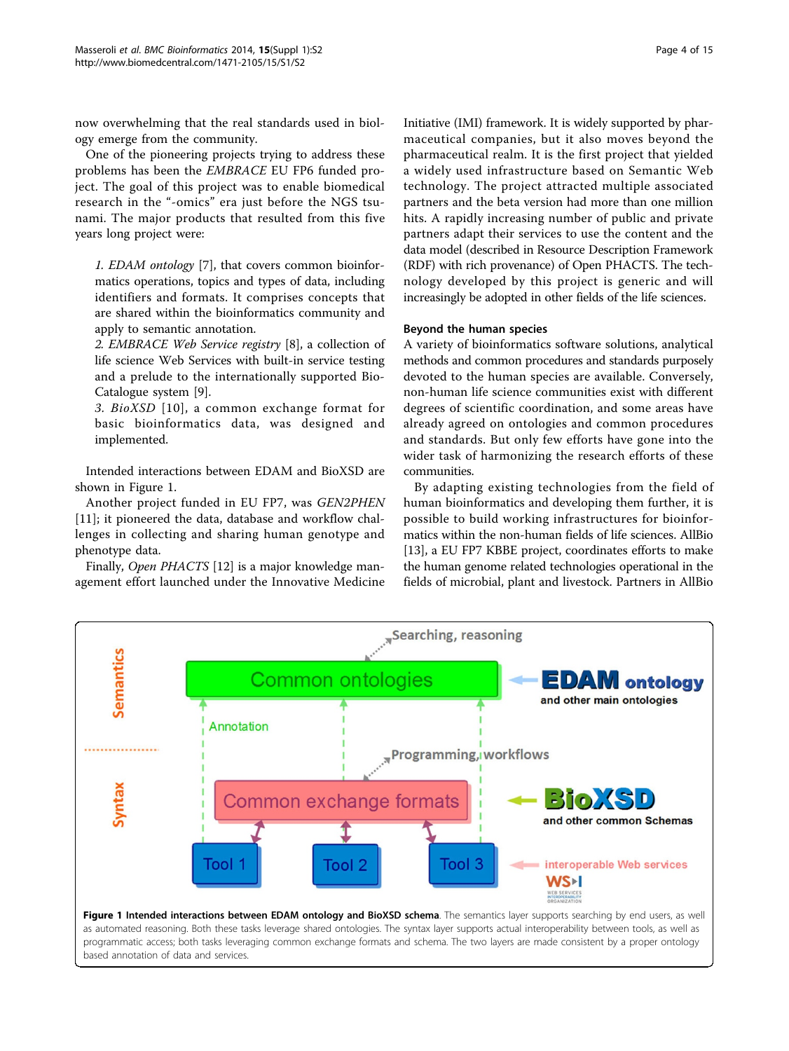now overwhelming that the real standards used in biology emerge from the community.

One of the pioneering projects trying to address these problems has been the *EMBRACE* EU FP6 funded project. The goal of this project was to enable biomedical research in the "-omics" era just before the NGS tsunami. The major products that resulted from this five years long project were:

1. *EDAM ontology* [7], that covers common bioinformatics operations, topics and types of data, including identifiers and formats. It comprises concepts that are shared within the bioinformatics community and apply to semantic annotation.
2. *EMBRACE Web Service registry* [8], a collection of life science Web Services with built-in service testing and a prelude to the internationally supported BioCatalogue system [9].
3. *BioXSD* [10], a common exchange format for basic bioinformatics data, was designed and implemented.

Intended interactions between EDAM and BioXSD are shown in Figure 1.

Another project funded in EU FP7, was *GEN2PHEN* [11]; it pioneered the data, database and workflow challenges in collecting and sharing human genotype and phenotype data.

Finally, *Open PHACTS* [12] is a major knowledge management effort launched under the Innovative Medicine Initiative (IMI) framework. It is widely supported by pharmaceutical companies, but it also moves beyond the pharmaceutical realm. It is the first project that yielded a widely used infrastructure based on Semantic Web technology. The project attracted multiple associated partners and the beta version had more than one million hits. A rapidly increasing number of public and private partners adapt their services to use the content and the data model (described in Resource Description Framework (RDF) with rich provenance) of Open PHACTS. The technology developed by this project is generic and will increasingly be adopted in other fields of the life sciences.

### Beyond the human species

A variety of bioinformatics software solutions, analytical methods and common procedures and standards purposely devoted to the human species are available. Conversely, non-human life science communities exist with different degrees of scientific coordination, and some areas have already agreed on ontologies and common procedures and standards. But only few efforts have gone into the wider task of harmonizing the research efforts of these communities.

By adapting existing technologies from the field of human bioinformatics and developing them further, it is possible to build working infrastructures for bioinformatics within the non-human fields of life sciences. AllBio [13], a EU FP7 KBBE project, coordinates efforts to make the human genome related technologies operational in the fields of microbial, plant and livestock. Partners in AllBio

**Figure 1 Intended interactions between EDAM ontology and BioXSD schema**. The semantics layer supports searching by end users, as well as automated reasoning. Both these tasks leverage shared ontologies. The syntax layer supports actual interoperability between tools, as well as programmatic access; both tasks leveraging common exchange formats and schema. The two layers are made consistent by a proper ontology based annotation of data and services.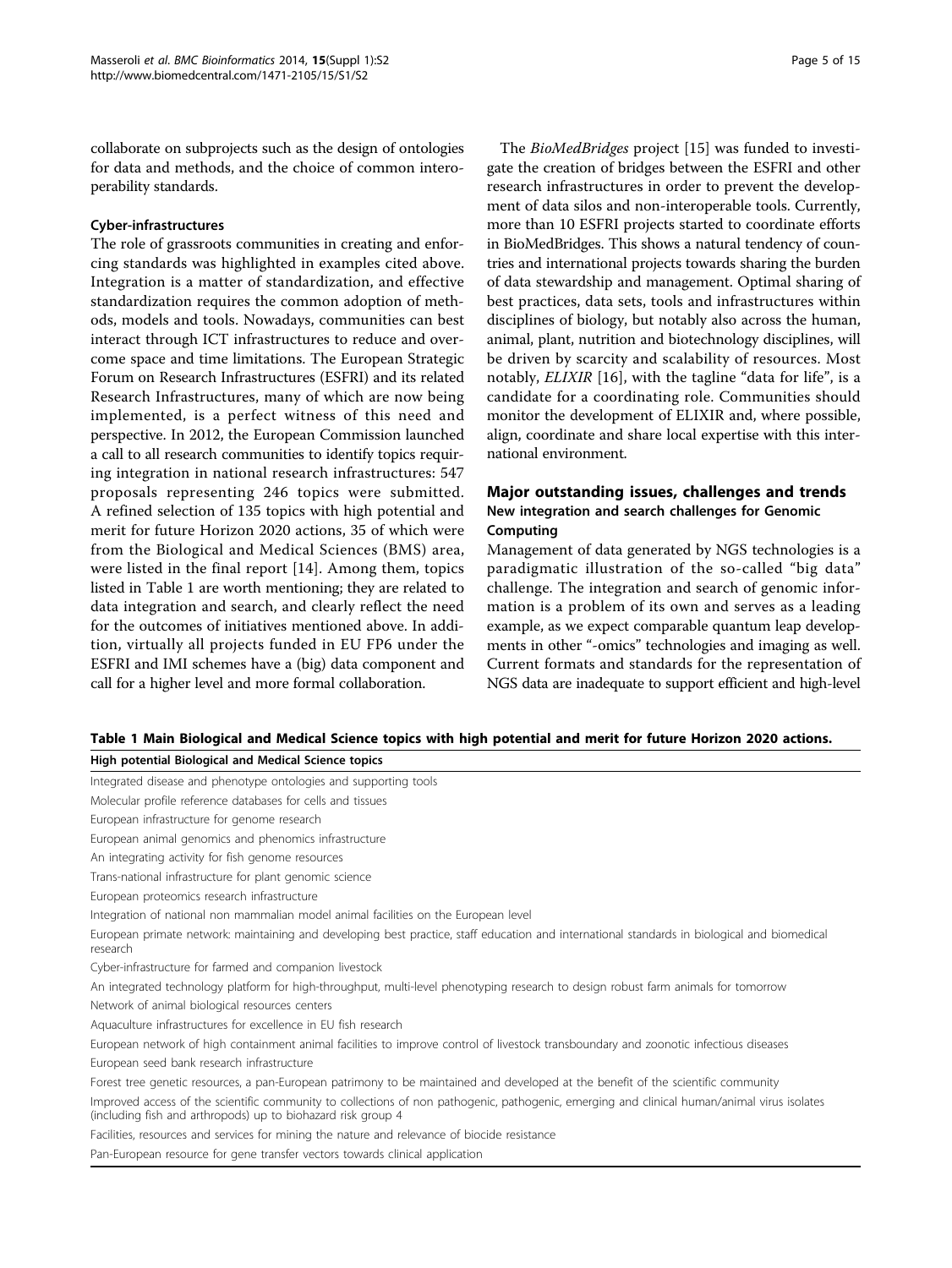collaborate on subprojects such as the design of ontologies for data and methods, and the choice of common interoperability standards.

### Cyber-infrastructures

The role of grassroots communities in creating and enforcing standards was highlighted in examples cited above. Integration is a matter of standardization, and effective standardization requires the common adoption of methods, models and tools. Nowadays, communities can best interact through ICT infrastructures to reduce and overcome space and time limitations. The European Strategic Forum on Research Infrastructures (ESFRI) and its related Research Infrastructures, many of which are now being implemented, is a perfect witness of this need and perspective. In 2012, the European Commission launched a call to all research communities to identify topics requiring integration in national research infrastructures: 547 proposals representing 246 topics were submitted. A refined selection of 135 topics with high potential and merit for future Horizon 2020 actions, 35 of which were from the Biological and Medical Sciences (BMS) area, were listed in the final report [14]. Among them, topics listed in Table 1 are worth mentioning; they are related to data integration and search, and clearly reflect the need for the outcomes of initiatives mentioned above. In addition, virtually all projects funded in EU FP6 under the ESFRI and IMI schemes have a (big) data component and call for a higher level and more formal collaboration.

The *BioMedBridges* project [15] was funded to investigate the creation of bridges between the ESFRI and other research infrastructures in order to prevent the development of data silos and non-interoperable tools. Currently, more than 10 ESFRI projects started to coordinate efforts in BioMedBridges. This shows a natural tendency of countries and international projects towards sharing the burden of data stewardship and management. Optimal sharing of best practices, data sets, tools and infrastructures within disciplines of biology, but notably also across the human, animal, plant, nutrition and biotechnology disciplines, will be driven by scarcity and scalability of resources. Most notably, *ELIXIR* [16], with the tagline "data for life", is a candidate for a coordinating role. Communities should monitor the development of ELIXIR and, where possible, align, coordinate and share local expertise with this international environment.

## Major outstanding issues, challenges and trends

### New integration and search challenges for Genomic Computing

Management of data generated by NGS technologies is a paradigmatic illustration of the so-called "big data" challenge. The integration and search of genomic information is a problem of its own and serves as a leading example, as we expect comparable quantum leap developments in other "-omics" technologies and imaging as well. Current formats and standards for the representation of NGS data are inadequate to support efficient and high-level

**Table 1 Main Biological and Medical Science topics with high potential and merit for future Horizon 2020 actions.**

| High potential Biological and Medical Science topics |
|---|
| Integrated disease and phenotype ontologies and supporting tools |
| Molecular profile reference databases for cells and tissues |
| European infrastructure for genome research |
| European animal genomics and phenomics infrastructure |
| An integrating activity for fish genome resources |
| Trans-national infrastructure for plant genomic science |
| European proteomics research infrastructure |
| Integration of national non mammalian model animal facilities on the European level |
| European primate network: maintaining and developing best practice, staff education and international standards in biological and biomedical research |
| Cyber-infrastructure for farmed and companion livestock |
| An integrated technology platform for high-throughput, multi-level phenotyping research to design robust farm animals for tomorrow |
| Network of animal biological resources centers |
| Aquaculture infrastructures for excellence in EU fish research |
| European network of high containment animal facilities to improve control of livestock transboundary and zoonotic infectious diseases |
| European seed bank research infrastructure |
| Forest tree genetic resources, a pan-European patrimony to be maintained and developed at the benefit of the scientific community |
| Improved access of the scientific community to collections of non pathogenic, pathogenic, emerging and clinical human/animal virus isolates (including fish and arthropods) up to biohazard risk group 4 |
| Facilities, resources and services for mining the nature and relevance of biocide resistance |
| Pan-European resource for gene transfer vectors towards clinical application |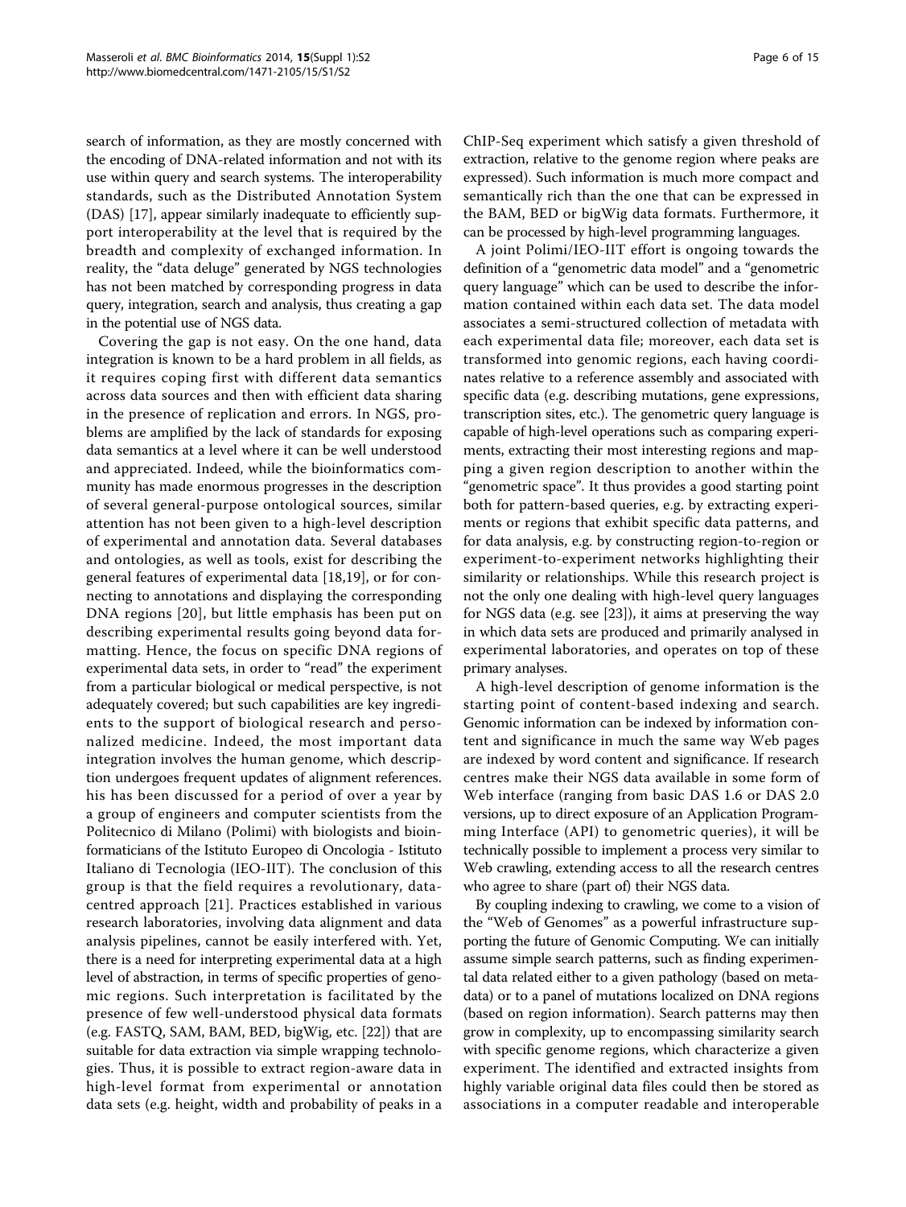search of information, as they are mostly concerned with the encoding of DNA-related information and not with its use within query and search systems. The interoperability standards, such as the Distributed Annotation System (DAS) [17], appear similarly inadequate to efficiently support interoperability at the level that is required by the breadth and complexity of exchanged information. In reality, the "data deluge" generated by NGS technologies has not been matched by corresponding progress in data query, integration, search and analysis, thus creating a gap in the potential use of NGS data.

Covering the gap is not easy. On the one hand, data integration is known to be a hard problem in all fields, as it requires coping first with different data semantics across data sources and then with efficient data sharing in the presence of replication and errors. In NGS, problems are amplified by the lack of standards for exposing data semantics at a level where it can be well understood and appreciated. Indeed, while the bioinformatics community has made enormous progresses in the description of several general-purpose ontological sources, similar attention has not been given to a high-level description of experimental and annotation data. Several databases and ontologies, as well as tools, exist for describing the general features of experimental data [18,19], or for connecting to annotations and displaying the corresponding DNA regions [20], but little emphasis has been put on describing experimental results going beyond data formatting. Hence, the focus on specific DNA regions of experimental data sets, in order to "read" the experiment from a particular biological or medical perspective, is not adequately covered; but such capabilities are key ingredients to the support of biological research and personalized medicine. Indeed, the most important data integration involves the human genome, which description undergoes frequent updates of alignment references. his has been discussed for a period of over a year by a group of engineers and computer scientists from the Politecnico di Milano (Polimi) with biologists and bioinformaticians of the Istituto Europeo di Oncologia - Istituto Italiano di Tecnologia (IEO-IIT). The conclusion of this group is that the field requires a revolutionary, data-centred approach [21]. Practices established in various research laboratories, involving data alignment and data analysis pipelines, cannot be easily interfered with. Yet, there is a need for interpreting experimental data at a high level of abstraction, in terms of specific properties of genomic regions. Such interpretation is facilitated by the presence of few well-understood physical data formats (e.g. FASTQ, SAM, BAM, BED, bigWig, etc. [22]) that are suitable for data extraction via simple wrapping technologies. Thus, it is possible to extract region-aware data in high-level format from experimental or annotation data sets (e.g. height, width and probability of peaks in a ChIP-Seq experiment which satisfy a given threshold of extraction, relative to the genome region where peaks are expressed). Such information is much more compact and semantically rich than the one that can be expressed in the BAM, BED or bigWig data formats. Furthermore, it can be processed by high-level programming languages.

A joint Polimi/IEO-IIT effort is ongoing towards the definition of a "genometric data model" and a "genometric query language" which can be used to describe the information contained within each data set. The data model associates a semi-structured collection of metadata with each experimental data file; moreover, each data set is transformed into genomic regions, each having coordinates relative to a reference assembly and associated with specific data (e.g. describing mutations, gene expressions, transcription sites, etc.). The genometric query language is capable of high-level operations such as comparing experiments, extracting their most interesting regions and mapping a given region description to another within the "genometric space". It thus provides a good starting point both for pattern-based queries, e.g. by extracting experiments or regions that exhibit specific data patterns, and for data analysis, e.g. by constructing region-to-region or experiment-to-experiment networks highlighting their similarity or relationships. While this research project is not the only one dealing with high-level query languages for NGS data (e.g. see [23]), it aims at preserving the way in which data sets are produced and primarily analysed in experimental laboratories, and operates on top of these primary analyses.

A high-level description of genome information is the starting point of content-based indexing and search. Genomic information can be indexed by information content and significance in much the same way Web pages are indexed by word content and significance. If research centres make their NGS data available in some form of Web interface (ranging from basic DAS 1.6 or DAS 2.0 versions, up to direct exposure of an Application Programming Interface (API) to genometric queries), it will be technically possible to implement a process very similar to Web crawling, extending access to all the research centres who agree to share (part of) their NGS data.

By coupling indexing to crawling, we come to a vision of the "Web of Genomes" as a powerful infrastructure supporting the future of Genomic Computing. We can initially assume simple search patterns, such as finding experimental data related either to a given pathology (based on metadata) or to a panel of mutations localized on DNA regions (based on region information). Search patterns may then grow in complexity, up to encompassing similarity search with specific genome regions, which characterize a given experiment. The identified and extracted insights from highly variable original data files could then be stored as associations in a computer readable and interoperable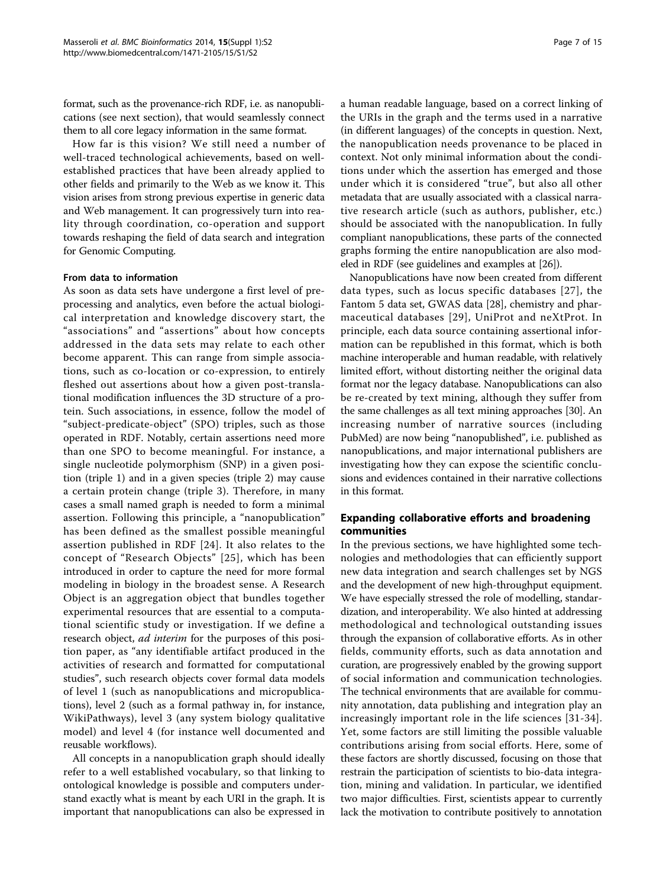format, such as the provenance-rich RDF, i.e. as nanopublications (see next section), that would seamlessly connect them to all core legacy information in the same format.

How far is this vision? We still need a number of well-traced technological achievements, based on well-established practices that have been already applied to other fields and primarily to the Web as we know it. This vision arises from strong previous expertise in generic data and Web management. It can progressively turn into reality through coordination, co-operation and support towards reshaping the field of data search and integration for Genomic Computing.

#### From data to information

As soon as data sets have undergone a first level of pre-processing and analytics, even before the actual biological interpretation and knowledge discovery start, the "associations" and "assertions" about how concepts addressed in the data sets may relate to each other become apparent. This can range from simple associations, such as co-location or co-expression, to entirely fleshed out assertions about how a given post-translational modification influences the 3D structure of a protein. Such associations, in essence, follow the model of "subject-predicate-object" (SPO) triples, such as those operated in RDF. Notably, certain assertions need more than one SPO to become meaningful. For instance, a single nucleotide polymorphism (SNP) in a given position (triple 1) and in a given species (triple 2) may cause a certain protein change (triple 3). Therefore, in many cases a small named graph is needed to form a minimal assertion. Following this principle, a "nanopublication" has been defined as the smallest possible meaningful assertion published in RDF [24]. It also relates to the concept of "Research Objects" [25], which has been introduced in order to capture the need for more formal modeling in biology in the broadest sense. A Research Object is an aggregation object that bundles together experimental resources that are essential to a computational scientific study or investigation. If we define a research object, *ad interim* for the purposes of this position paper, as "any identifiable artifact produced in the activities of research and formatted for computational studies", such research objects cover formal data models of level 1 (such as nanopublications and micropublications), level 2 (such as a formal pathway in, for instance, WikiPathways), level 3 (any system biology qualitative model) and level 4 (for instance well documented and reusable workflows).

All concepts in a nanopublication graph should ideally refer to a well established vocabulary, so that linking to ontological knowledge is possible and computers understand exactly what is meant by each URI in the graph. It is important that nanopublications can also be expressed in a human readable language, based on a correct linking of the URIs in the graph and the terms used in a narrative (in different languages) of the concepts in question. Next, the nanopublication needs provenance to be placed in context. Not only minimal information about the conditions under which the assertion has emerged and those under which it is considered "true", but also all other metadata that are usually associated with a classical narrative research article (such as authors, publisher, etc.) should be associated with the nanopublication. In fully compliant nanopublications, these parts of the connected graphs forming the entire nanopublication are also modeled in RDF (see guidelines and examples at [26]).

Nanopublications have now been created from different data types, such as locus specific databases [27], the Fantom 5 data set, GWAS data [28], chemistry and pharmaceutical databases [29], UniProt and neXtProt. In principle, each data source containing assertional information can be republished in this format, which is both machine interoperable and human readable, with relatively limited effort, without distorting neither the original data format nor the legacy database. Nanopublications can also be re-created by text mining, although they suffer from the same challenges as all text mining approaches [30]. An increasing number of narrative sources (including PubMed) are now being "nanopublished", i.e. published as nanopublications, and major international publishers are investigating how they can expose the scientific conclusions and evidences contained in their narrative collections in this format.

### Expanding collaborative efforts and broadening communities

In the previous sections, we have highlighted some technologies and methodologies that can efficiently support new data integration and search challenges set by NGS and the development of new high-throughput equipment. We have especially stressed the role of modelling, standardization, and interoperability. We also hinted at addressing methodological and technological outstanding issues through the expansion of collaborative efforts. As in other fields, community efforts, such as data annotation and curation, are progressively enabled by the growing support of social information and communication technologies. The technical environments that are available for community annotation, data publishing and integration play an increasingly important role in the life sciences [31-34]. Yet, some factors are still limiting the possible valuable contributions arising from social efforts. Here, some of these factors are shortly discussed, focusing on those that restrain the participation of scientists to bio-data integration, mining and validation. In particular, we identified two major difficulties. First, scientists appear to currently lack the motivation to contribute positively to annotation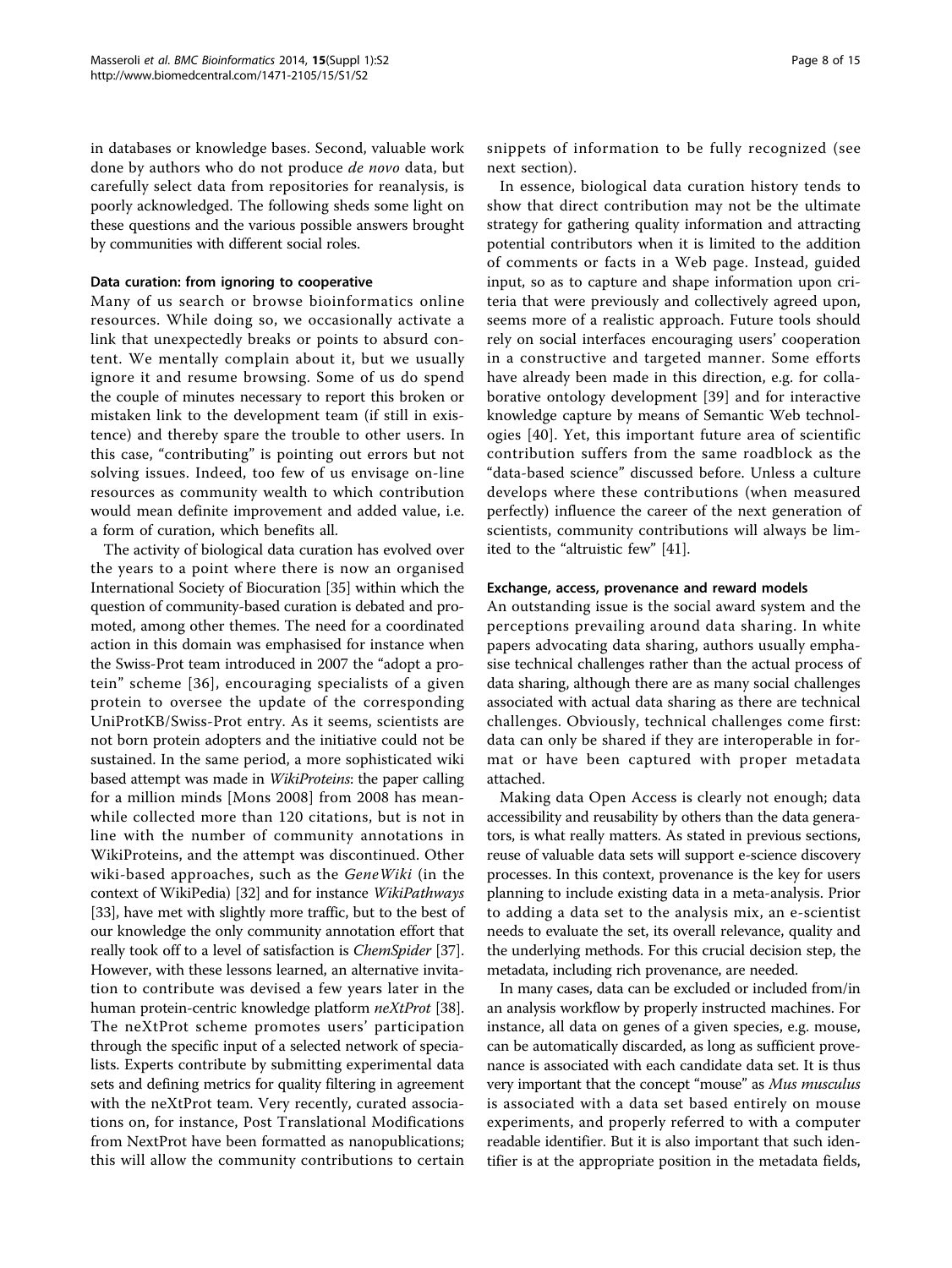in databases or knowledge bases. Second, valuable work done by authors who do not produce *de novo* data, but carefully select data from repositories for reanalysis, is poorly acknowledged. The following sheds some light on these questions and the various possible answers brought by communities with different social roles.

#### Data curation: from ignoring to cooperative

Many of us search or browse bioinformatics online resources. While doing so, we occasionally activate a link that unexpectedly breaks or points to absurd content. We mentally complain about it, but we usually ignore it and resume browsing. Some of us do spend the couple of minutes necessary to report this broken or mistaken link to the development team (if still in existence) and thereby spare the trouble to other users. In this case, "contributing" is pointing out errors but not solving issues. Indeed, too few of us envisage on-line resources as community wealth to which contribution would mean definite improvement and added value, i.e. a form of curation, which benefits all.

The activity of biological data curation has evolved over the years to a point where there is now an organised International Society of Biocuration [35] within which the question of community-based curation is debated and promoted, among other themes. The need for a coordinated action in this domain was emphasised for instance when the Swiss-Prot team introduced in 2007 the "adopt a protein" scheme [36], encouraging specialists of a given protein to oversee the update of the corresponding UniProtKB/Swiss-Prot entry. As it seems, scientists are not born protein adopters and the initiative could not be sustained. In the same period, a more sophisticated wiki based attempt was made in *WikiProteins*: the paper calling for a million minds [Mons 2008] from 2008 has meanwhile collected more than 120 citations, but is not in line with the number of community annotations in WikiProteins, and the attempt was discontinued. Other wiki-based approaches, such as the *GeneWiki* (in the context of WikiPedia) [32] and for instance *WikiPathways* [33], have met with slightly more traffic, but to the best of our knowledge the only community annotation effort that really took off to a level of satisfaction is *ChemSpider* [37]. However, with these lessons learned, an alternative invitation to contribute was devised a few years later in the human protein-centric knowledge platform *neXtProt* [38]. The neXtProt scheme promotes users' participation through the specific input of a selected network of specialists. Experts contribute by submitting experimental data sets and defining metrics for quality filtering in agreement with the neXtProt team. Very recently, curated associations on, for instance, Post Translational Modifications from NextProt have been formatted as nanopublications; this will allow the community contributions to certain snippets of information to be fully recognized (see next section).

In essence, biological data curation history tends to show that direct contribution may not be the ultimate strategy for gathering quality information and attracting potential contributors when it is limited to the addition of comments or facts in a Web page. Instead, guided input, so as to capture and shape information upon criteria that were previously and collectively agreed upon, seems more of a realistic approach. Future tools should rely on social interfaces encouraging users' cooperation in a constructive and targeted manner. Some efforts have already been made in this direction, e.g. for collaborative ontology development [39] and for interactive knowledge capture by means of Semantic Web technologies [40]. Yet, this important future area of scientific contribution suffers from the same roadblock as the "data-based science" discussed before. Unless a culture develops where these contributions (when measured perfectly) influence the career of the next generation of scientists, community contributions will always be limited to the "altruistic few" [41].

#### Exchange, access, provenance and reward models

An outstanding issue is the social award system and the perceptions prevailing around data sharing. In white papers advocating data sharing, authors usually emphasise technical challenges rather than the actual process of data sharing, although there are as many social challenges associated with actual data sharing as there are technical challenges. Obviously, technical challenges come first: data can only be shared if they are interoperable in format or have been captured with proper metadata attached.

Making data Open Access is clearly not enough; data accessibility and reusability by others than the data generators, is what really matters. As stated in previous sections, reuse of valuable data sets will support e-science discovery processes. In this context, provenance is the key for users planning to include existing data in a meta-analysis. Prior to adding a data set to the analysis mix, an e-scientist needs to evaluate the set, its overall relevance, quality and the underlying methods. For this crucial decision step, the metadata, including rich provenance, are needed.

In many cases, data can be excluded or included from/in an analysis workflow by properly instructed machines. For instance, all data on genes of a given species, e.g. mouse, can be automatically discarded, as long as sufficient provenance is associated with each candidate data set. It is thus very important that the concept "mouse" as *Mus musculus* is associated with a data set based entirely on mouse experiments, and properly referred to with a computer readable identifier. But it is also important that such identifier is at the appropriate position in the metadata fields,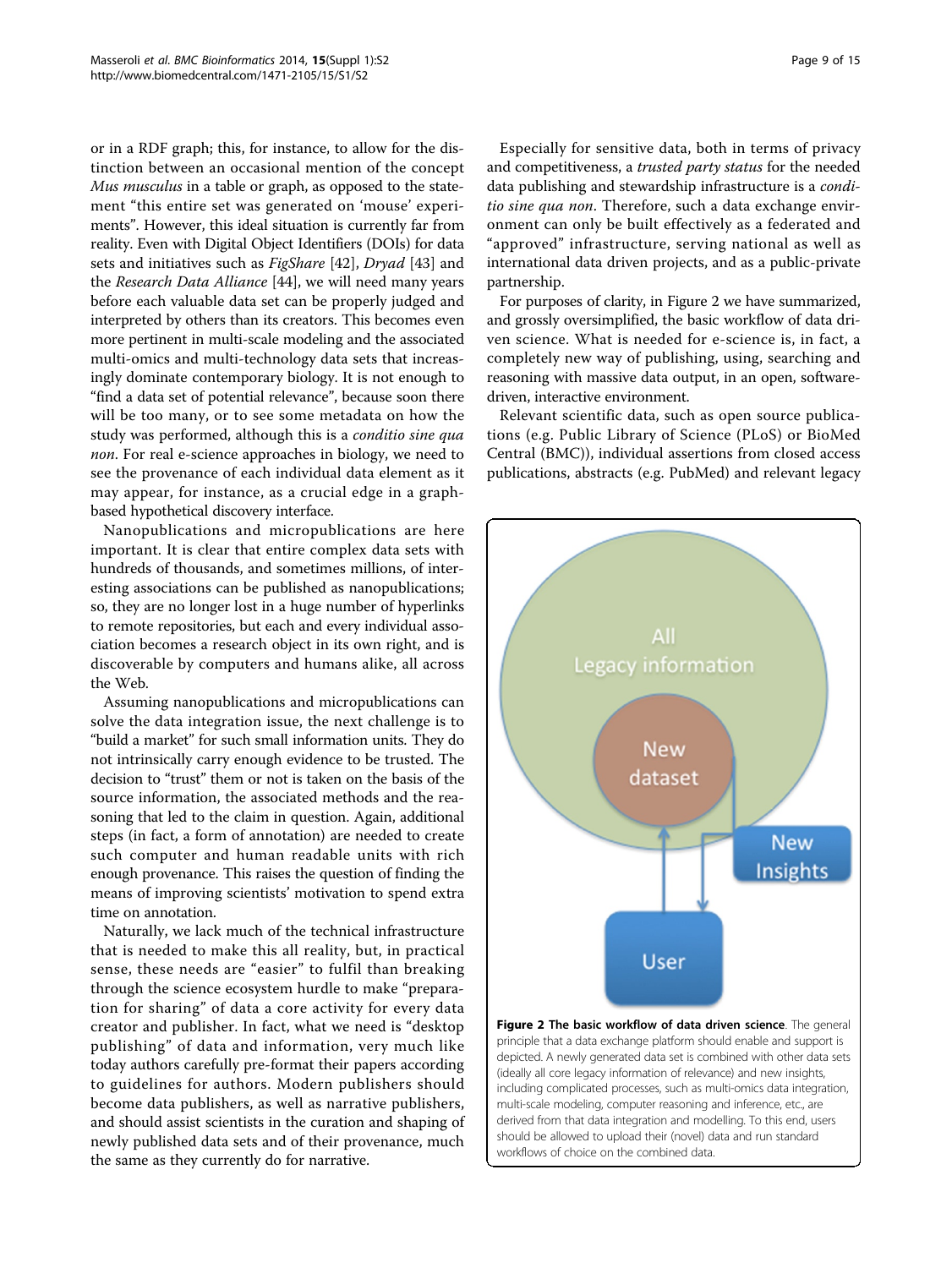or in a RDF graph; this, for instance, to allow for the distinction between an occasional mention of the concept *Mus musculus* in a table or graph, as opposed to the statement "this entire set was generated on 'mouse' experiments". However, this ideal situation is currently far from reality. Even with Digital Object Identifiers (DOIs) for data sets and initiatives such as *FigShare* [42], *Dryad* [43] and the *Research Data Alliance* [44], we will need many years before each valuable data set can be properly judged and interpreted by others than its creators. This becomes even more pertinent in multi-scale modeling and the associated multi-omics and multi-technology data sets that increasingly dominate contemporary biology. It is not enough to "find a data set of potential relevance", because soon there will be too many, or to see some metadata on how the study was performed, although this is a *conditio sine qua non*. For real e-science approaches in biology, we need to see the provenance of each individual data element as it may appear, for instance, as a crucial edge in a graph-based hypothetical discovery interface.

Nanopublications and micropublications are here important. It is clear that entire complex data sets with hundreds of thousands, and sometimes millions, of interesting associations can be published as nanopublications; so, they are no longer lost in a huge number of hyperlinks to remote repositories, but each and every individual association becomes a research object in its own right, and is discoverable by computers and humans alike, all across the Web.

Assuming nanopublications and micropublications can solve the data integration issue, the next challenge is to "build a market" for such small information units. They do not intrinsically carry enough evidence to be trusted. The decision to "trust" them or not is taken on the basis of the source information, the associated methods and the reasoning that led to the claim in question. Again, additional steps (in fact, a form of annotation) are needed to create such computer and human readable units with rich enough provenance. This raises the question of finding the means of improving scientists' motivation to spend extra time on annotation.

Naturally, we lack much of the technical infrastructure that is needed to make this all reality, but, in practical sense, these needs are "easier" to fulfil than breaking through the science ecosystem hurdle to make "preparation for sharing" of data a core activity for every data creator and publisher. In fact, what we need is "desktop publishing" of data and information, very much like today authors carefully pre-format their papers according to guidelines for authors. Modern publishers should become data publishers, as well as narrative publishers, and should assist scientists in the curation and shaping of newly published data sets and of their provenance, much the same as they currently do for narrative.

Especially for sensitive data, both in terms of privacy and competitiveness, a *trusted party status* for the needed data publishing and stewardship infrastructure is a *conditio sine qua non*. Therefore, such a data exchange environment can only be built effectively as a federated and "approved" infrastructure, serving national as well as international data driven projects, and as a public-private partnership.

For purposes of clarity, in Figure 2 we have summarized, and grossly oversimplified, the basic workflow of data driven science. What is needed for e-science is, in fact, a completely new way of publishing, using, searching and reasoning with massive data output, in an open, software-driven, interactive environment.

Relevant scientific data, such as open source publications (e.g. Public Library of Science (PLoS) or BioMed Central (BMC)), individual assertions from closed access publications, abstracts (e.g. PubMed) and relevant legacy

**Figure 2 The basic workflow of data driven science**. The general principle that a data exchange platform should enable and support is depicted. A newly generated data set is combined with other data sets (ideally all core legacy information of relevance) and new insights, including complicated processes, such as multi-omics data integration, multi-scale modeling, computer reasoning and inference, etc., are derived from that data integration and modelling. To this end, users should be allowed to upload their (novel) data and run standard workflows of choice on the combined data.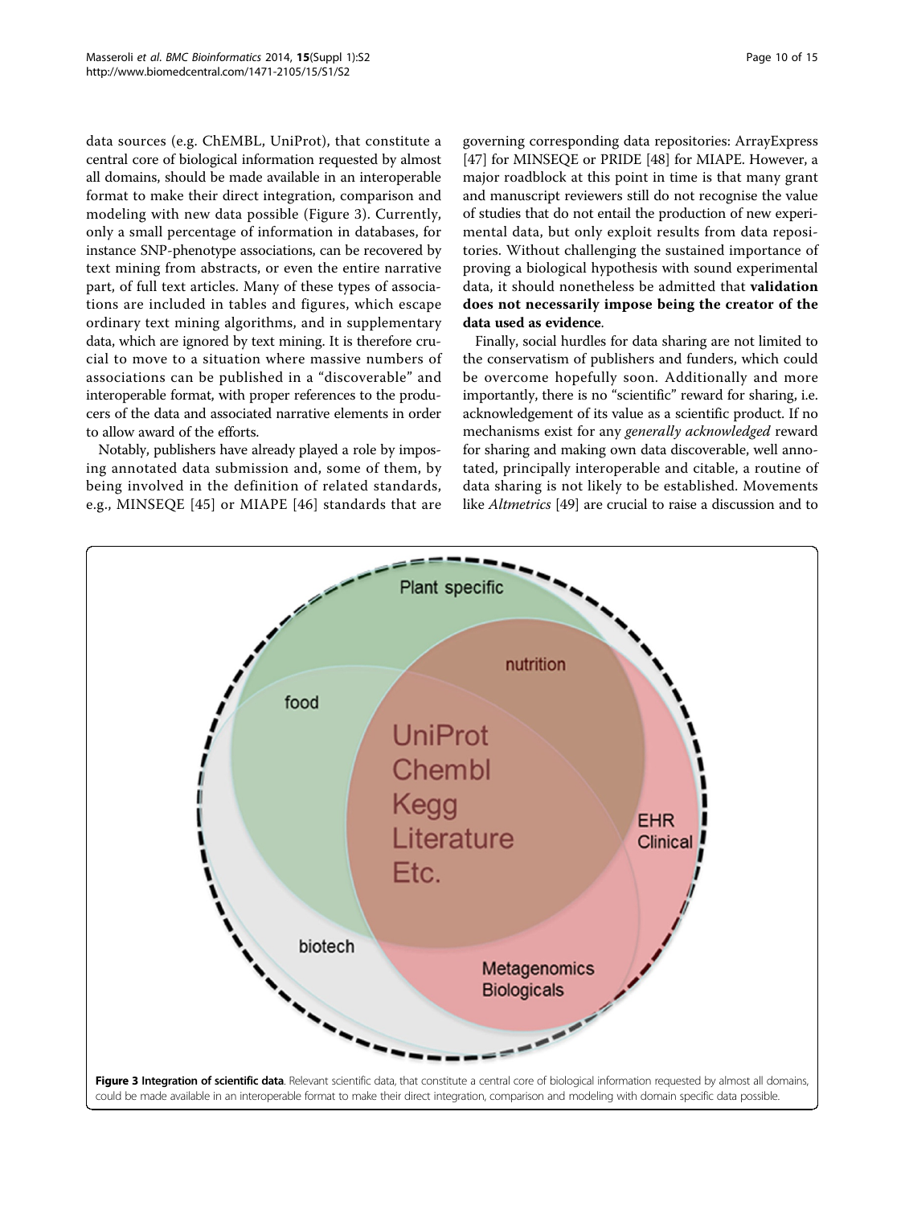data sources (e.g. ChEMBL, UniProt), that constitute a central core of biological information requested by almost all domains, should be made available in an interoperable format to make their direct integration, comparison and modeling with new data possible (Figure 3). Currently, only a small percentage of information in databases, for instance SNP-phenotype associations, can be recovered by text mining from abstracts, or even the entire narrative part, of full text articles. Many of these types of associations are included in tables and figures, which escape ordinary text mining algorithms, and in supplementary data, which are ignored by text mining. It is therefore crucial to move to a situation where massive numbers of associations can be published in a "discoverable" and interoperable format, with proper references to the producers of the data and associated narrative elements in order to allow award of the efforts.

Notably, publishers have already played a role by imposing annotated data submission and, some of them, by being involved in the definition of related standards, e.g., MINSEQE [45] or MIAPE [46] standards that are governing corresponding data repositories: ArrayExpress [47] for MINSEQE or PRIDE [48] for MIAPE. However, a major roadblock at this point in time is that many grant and manuscript reviewers still do not recognise the value of studies that do not entail the production of new experimental data, but only exploit results from data repositories. Without challenging the sustained importance of proving a biological hypothesis with sound experimental data, it should nonetheless be admitted that **validation does not necessarily impose being the creator of the data used as evidence**.

Finally, social hurdles for data sharing are not limited to the conservatism of publishers and funders, which could be overcome hopefully soon. Additionally and more importantly, there is no "scientific" reward for sharing, i.e. acknowledgement of its value as a scientific product. If no mechanisms exist for any *generally acknowledged* reward for sharing and making own data discoverable, well annotated, principally interoperable and citable, a routine of data sharing is not likely to be established. Movements like *Altmetrics* [49] are crucial to raise a discussion and to

**Figure 3 Integration of scientific data**. Relevant scientific data, that constitute a central core of biological information requested by almost all domains, could be made available in an interoperable format to make their direct integration, comparison and modeling with domain specific data possible.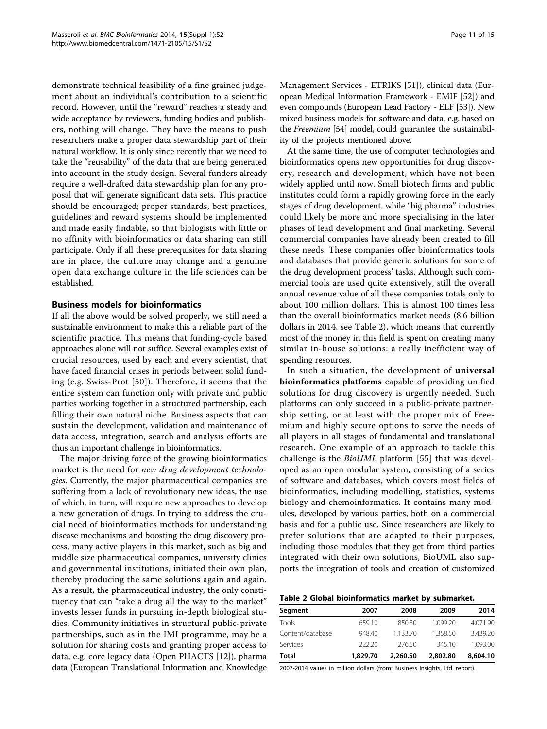demonstrate technical feasibility of a fine grained judgement about an individual's contribution to a scientific record. However, until the "reward" reaches a steady and wide acceptance by reviewers, funding bodies and publishers, nothing will change. They have the means to push researchers make a proper data stewardship part of their natural workflow. It is only since recently that we need to take the "reusability" of the data that are being generated into account in the study design. Several funders already require a well-drafted data stewardship plan for any proposal that will generate significant data sets. This practice should be encouraged; proper standards, best practices, guidelines and reward systems should be implemented and made easily findable, so that biologists with little or no affinity with bioinformatics or data sharing can still participate. Only if all these prerequisites for data sharing are in place, the culture may change and a genuine open data exchange culture in the life sciences can be established.

## Business models for bioinformatics

If all the above would be solved properly, we still need a sustainable environment to make this a reliable part of the scientific practice. This means that funding-cycle based approaches alone will not suffice. Several examples exist of crucial resources, used by each and every scientist, that have faced financial crises in periods between solid funding (e.g. Swiss-Prot [50]). Therefore, it seems that the entire system can function only with private and public parties working together in a structured partnership, each filling their own natural niche. Business aspects that can sustain the development, validation and maintenance of data access, integration, search and analysis efforts are thus an important challenge in bioinformatics.

The major driving force of the growing bioinformatics market is the need for *new drug development technologies*. Currently, the major pharmaceutical companies are suffering from a lack of revolutionary new ideas, the use of which, in turn, will require new approaches to develop a new generation of drugs. In trying to address the crucial need of bioinformatics methods for understanding disease mechanisms and boosting the drug discovery process, many active players in this market, such as big and middle size pharmaceutical companies, university clinics and governmental institutions, initiated their own plan, thereby producing the same solutions again and again. As a result, the pharmaceutical industry, the only constituency that can "take a drug all the way to the market" invests lesser funds in pursuing in-depth biological studies. Community initiatives in structural public-private partnerships, such as in the IMI programme, may be a solution for sharing costs and granting proper access to data, e.g. core legacy data (Open PHACTS [12]), pharma data (European Translational Information and Knowledge Management Services - ETRIKS [51]), clinical data (European Medical Information Framework - EMIF [52]) and even compounds (European Lead Factory - ELF [53]). New mixed business models for software and data, e.g. based on the *Freemium* [54] model, could guarantee the sustainability of the projects mentioned above.

At the same time, the use of computer technologies and bioinformatics opens new opportunities for drug discovery, research and development, which have not been widely applied until now. Small biotech firms and public institutes could form a rapidly growing force in the early stages of drug development, while "big pharma" industries could likely be more and more specialising in the later phases of lead development and final marketing. Several commercial companies have already been created to fill these needs. These companies offer bioinformatics tools and databases that provide generic solutions for some of the drug development process' tasks. Although such commercial tools are used quite extensively, still the overall annual revenue value of all these companies totals only to about 100 million dollars. This is almost 100 times less than the overall bioinformatics market needs (8.6 billion dollars in 2014, see Table 2), which means that currently most of the money in this field is spent on creating many similar in-house solutions: a really inefficient way of spending resources.

In such a situation, the development of **universal bioinformatics platforms** capable of providing unified solutions for drug discovery is urgently needed. Such platforms can only succeed in a public-private partnership setting, or at least with the proper mix of Freemium and highly secure options to serve the needs of all players in all stages of fundamental and translational research. One example of an approach to tackle this challenge is the *BioUML* platform [55] that was developed as an open modular system, consisting of a series of software and databases, which covers most fields of bioinformatics, including modelling, statistics, systems biology and chemoinformatics. It contains many modules, developed by various parties, both on a commercial basis and for a public use. Since researchers are likely to prefer solutions that are adapted to their purposes, including those modules that they get from third parties integrated with their own solutions, BioUML also supports the integration of tools and creation of customized

**Table 2 Global bioinformatics market by submarket.**

| Segment | 2007 | 2008 | 2009 | 2014 |
|---|---|---|---|---|
| Tools | 659.10 | 850.30 | 1,099.20 | 4,071.90 |
| Content/database | 948.40 | 1,133.70 | 1,358.50 | 3.439.20 |
| Services | 222.20 | 276.50 | 345.10 | 1,093.00 |
| **Total** | **1,829.70** | **2,260.50** | **2,802.80** | **8,604.10** |

2007-2014 values in million dollars (from: Business Insights, Ltd. report).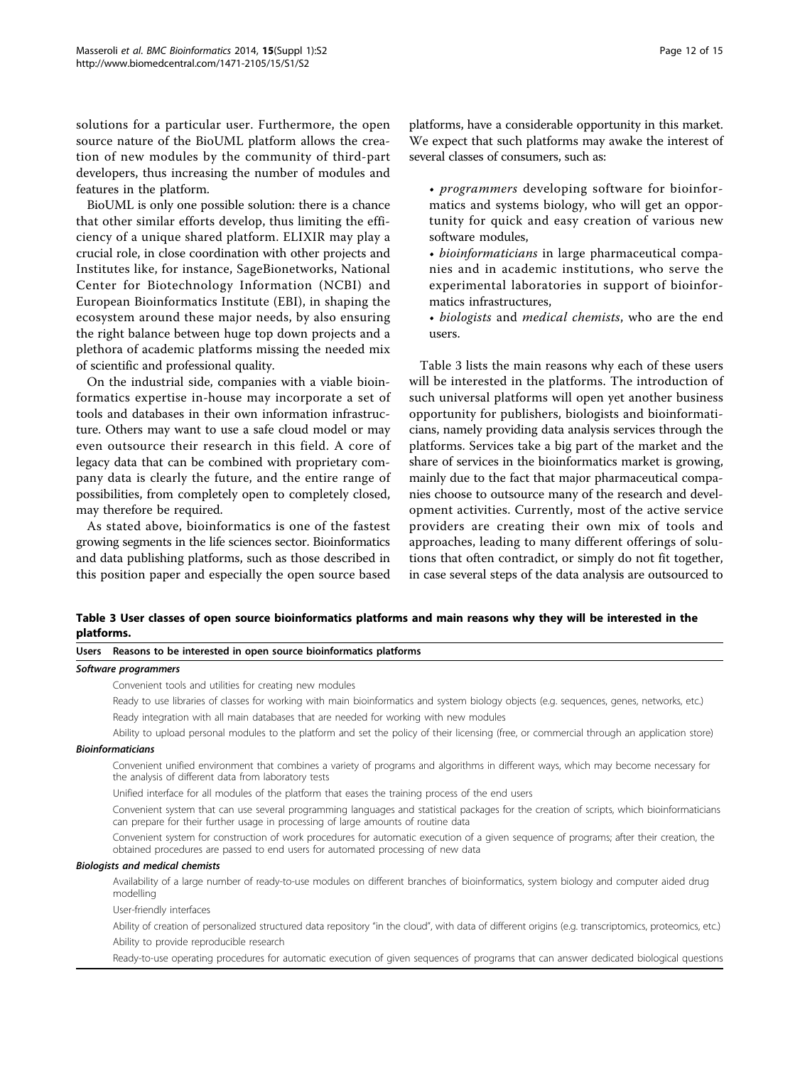solutions for a particular user. Furthermore, the open source nature of the BioUML platform allows the creation of new modules by the community of third-part developers, thus increasing the number of modules and features in the platform.

BioUML is only one possible solution: there is a chance that other similar efforts develop, thus limiting the efficiency of a unique shared platform. ELIXIR may play a crucial role, in close coordination with other projects and Institutes like, for instance, SageBionetworks, National Center for Biotechnology Information (NCBI) and European Bioinformatics Institute (EBI), in shaping the ecosystem around these major needs, by also ensuring the right balance between huge top down projects and a plethora of academic platforms missing the needed mix of scientific and professional quality.

On the industrial side, companies with a viable bioinformatics expertise in-house may incorporate a set of tools and databases in their own information infrastructure. Others may want to use a safe cloud model or may even outsource their research in this field. A core of legacy data that can be combined with proprietary company data is clearly the future, and the entire range of possibilities, from completely open to completely closed, may therefore be required.

As stated above, bioinformatics is one of the fastest growing segments in the life sciences sector. Bioinformatics and data publishing platforms, such as those described in this position paper and especially the open source based platforms, have a considerable opportunity in this market. We expect that such platforms may awake the interest of several classes of consumers, such as:

- *programmers* developing software for bioinformatics and systems biology, who will get an opportunity for quick and easy creation of various new software modules,
- *bioinformaticians* in large pharmaceutical companies and in academic institutions, who serve the experimental laboratories in support of bioinformatics infrastructures,
- *biologists* and *medical chemists*, who are the end users.

Table 3 lists the main reasons why each of these users will be interested in the platforms. The introduction of such universal platforms will open yet another business opportunity for publishers, biologists and bioinformaticians, namely providing data analysis services through the platforms. Services take a big part of the market and the share of services in the bioinformatics market is growing, mainly due to the fact that major pharmaceutical companies choose to outsource many of the research and development activities. Currently, most of the active service providers are creating their own mix of tools and approaches, leading to many different offerings of solutions that often contradict, or simply do not fit together, in case several steps of the data analysis are outsourced to

**Table 3 User classes of open source bioinformatics platforms and main reasons why they will be interested in the platforms.**

| Users | Reasons to be interested in open source bioinformatics platforms |
|---|---|
| ***Software programmers*** | |
| | Convenient tools and utilities for creating new modules |
| | Ready to use libraries of classes for working with main bioinformatics and system biology objects (e.g. sequences, genes, networks, etc.) |
| | Ready integration with all main databases that are needed for working with new modules |
| | Ability to upload personal modules to the platform and set the policy of their licensing (free, or commercial through an application store) |
| ***Bioinformaticians*** | |
| | Convenient unified environment that combines a variety of programs and algorithms in different ways, which may become necessary for the analysis of different data from laboratory tests |
| | Unified interface for all modules of the platform that eases the training process of the end users |
| | Convenient system that can use several programming languages and statistical packages for the creation of scripts, which bioinformaticians can prepare for their further usage in processing of large amounts of routine data |
| | Convenient system for construction of work procedures for automatic execution of a given sequence of programs; after their creation, the obtained procedures are passed to end users for automated processing of new data |
| ***Biologists and medical chemists*** | |
| | Availability of a large number of ready-to-use modules on different branches of bioinformatics, system biology and computer aided drug modelling |
| | User-friendly interfaces |
| | Ability of creation of personalized structured data repository "in the cloud", with data of different origins (e.g. transcriptomics, proteomics, etc.) |
| | Ability to provide reproducible research |
| | Ready-to-use operating procedures for automatic execution of given sequences of programs that can answer dedicated biological questions |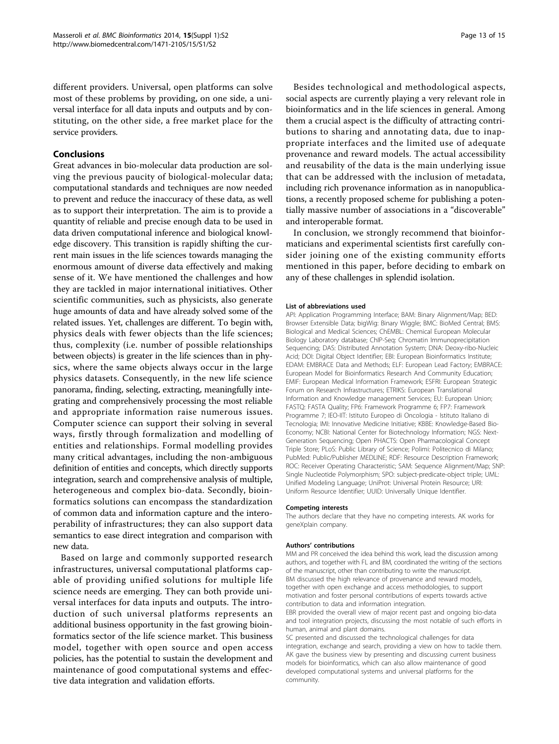different providers. Universal, open platforms can solve most of these problems by providing, on one side, a universal interface for all data inputs and outputs and by constituting, on the other side, a free market place for the service providers.

## Conclusions

Great advances in bio-molecular data production are solving the previous paucity of biological-molecular data; computational standards and techniques are now needed to prevent and reduce the inaccuracy of these data, as well as to support their interpretation. The aim is to provide a quantity of reliable and precise enough data to be used in data driven computational inference and biological knowledge discovery. This transition is rapidly shifting the current main issues in the life sciences towards managing the enormous amount of diverse data effectively and making sense of it. We have mentioned the challenges and how they are tackled in major international initiatives. Other scientific communities, such as physicists, also generate huge amounts of data and have already solved some of the related issues. Yet, challenges are different. To begin with, physics deals with fewer objects than the life sciences; thus, complexity (i.e. number of possible relationships between objects) is greater in the life sciences than in physics, where the same objects always occur in the large physics datasets. Consequently, in the new life science panorama, finding, selecting, extracting, meaningfully integrating and comprehensively processing the most reliable and appropriate information raise numerous issues. Computer science can support their solving in several ways, firstly through formalization and modelling of entities and relationships. Formal modelling provides many critical advantages, including the non-ambiguous definition of entities and concepts, which directly supports integration, search and comprehensive analysis of multiple, heterogeneous and complex bio-data. Secondly, bioinformatics solutions can encompass the standardization of common data and information capture and the interoperability of infrastructures; they can also support data semantics to ease direct integration and comparison with new data.

Based on large and commonly supported research infrastructures, universal computational platforms capable of providing unified solutions for multiple life science needs are emerging. They can both provide universal interfaces for data inputs and outputs. The introduction of such universal platforms represents an additional business opportunity in the fast growing bioinformatics sector of the life science market. This business model, together with open source and open access policies, has the potential to sustain the development and maintenance of good computational systems and effective data integration and validation efforts.

Besides technological and methodological aspects, social aspects are currently playing a very relevant role in bioinformatics and in the life sciences in general. Among them a crucial aspect is the difficulty of attracting contributions to sharing and annotating data, due to inappropriate interfaces and the limited use of adequate provenance and reward models. The actual accessibility and reusability of the data is the main underlying issue that can be addressed with the inclusion of metadata, including rich provenance information as in nanopublications, a recently proposed scheme for publishing a potentially massive number of associations in a "discoverable" and interoperable format.

In conclusion, we strongly recommend that bioinformaticians and experimental scientists first carefully consider joining one of the existing community efforts mentioned in this paper, before deciding to embark on any of these challenges in splendid isolation.

#### List of abbreviations used

API: Application Programming Interface; BAM: Binary Alignment/Map; BED: Browser Extensible Data; bigWig: Binary Wiggle; BMC: BioMed Central; BMS: Biological and Medical Sciences; ChEMBL: Chemical European Molecular Biology Laboratory database; ChIP-Seq: Chromatin Immunoprecipitation Sequencing; DAS: Distributed Annotation System; DNA: Deoxy-ribo-Nucleic Acid; DOI: Digital Object Identifier; EBI: European Bioinformatics Institute; EDAM: EMBRACE Data and Methods; ELF: European Lead Factory; EMBRACE: European Model for Bioinformatics Research And Community Education; EMIF: European Medical Information Framework; ESFRI: European Strategic Forum on Research Infrastructures; ETRIKS: European Translational Information and Knowledge management Services; EU: European Union; FASTQ: FASTA Quality; FP6: Framework Programme 6; FP7: Framework Programme 7; IEO-IIT: Istituto Europeo di Oncologia - Istituto Italiano di Tecnologia; IMI: Innovative Medicine Initiative; KBBE: Knowledge-Based Bio-Economy; NCBI: National Center for Biotechnology Information; NGS: Next-Generation Sequencing; Open PHACTS: Open Pharmacological Concept Triple Store; PLoS: Public Library of Science; Polimi: Politecnico di Milano; PubMed: Public/Publisher MEDLINE; RDF: Resource Description Framework; ROC: Receiver Operating Characteristic; SAM: Sequence Alignment/Map; SNP: Single Nucleotide Polymorphism; SPO: subject-predicate-object triple; UML: Unified Modeling Language; UniProt: Universal Protein Resource; URI: Uniform Resource Identifier; UUID: Universally Unique Identifier.

#### Competing interests

The authors declare that they have no competing interests. AK works for geneXplain company.

#### Authors' contributions

MM and PR conceived the idea behind this work, lead the discussion among authors, and together with FL and BM, coordinated the writing of the sections of the manuscript, other than contributing to write the manuscript.
BM discussed the high relevance of provenance and reward models, together with open exchange and access methodologies, to support motivation and foster personal contributions of experts towards active contribution to data and information integration.
EBR provided the overall view of major recent past and ongoing bio-data and tool integration projects, discussing the most notable of such efforts in human, animal and plant domains.
SC presented and discussed the technological challenges for data integration, exchange and search, providing a view on how to tackle them.
AK gave the business view by presenting and discussing current business models for bioinformatics, which can also allow maintenance of good developed computational systems and universal platforms for the community.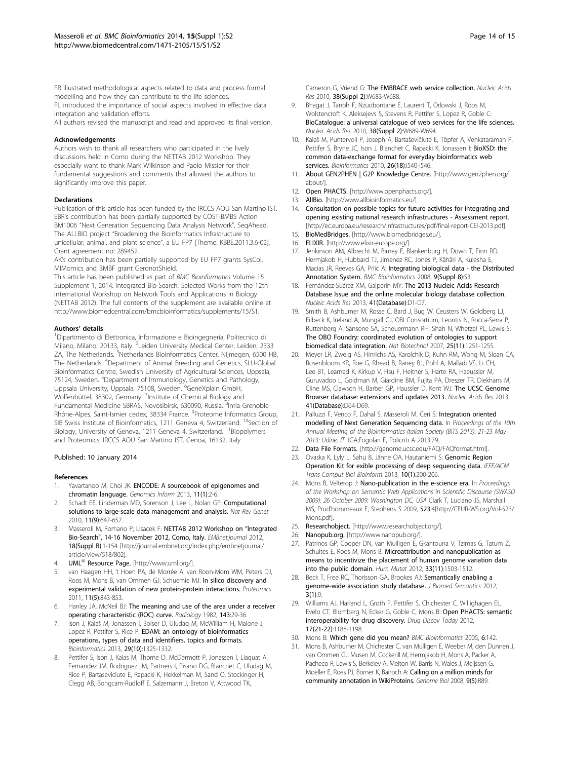FR illustrated methodological aspects related to data and process formal modelling and how they can contribute to the life sciences.

FL introduced the importance of social aspects involved in effective data integration and validation efforts.

All authors revised the manuscript and read and approved its final version.

#### Acknowledgements

Authors wish to thank all researchers who participated in the lively discussions held in Como during the NETTAB 2012 Workshop. They especially want to thank Mark Wilkinson and Paolo Missier for their fundamental suggestions and comments that allowed the authors to significantly improve this paper.

#### Declarations

Publication of this article has been funded by the IRCCS AOU San Martino IST. EBR's contribution has been partially supported by COST-BMBS Action BM1006 "Next Generation Sequencing Data Analysis Network", SeqAhead, The ALLBIO project "Broadening the Bioinformatics Infrastructure to unicellular, animal, and plant science", a EU FP7 [Theme: KBBE.2011.3.6-02], Grant agreement no: 289452.

AK's contribution has been partially supported by EU FP7 grants SysCol, MIMomics and BMBF grant GeronotShield.

This article has been published as part of *BMC Bioinformatics* Volume 15 Supplement 1, 2014: Integrated Bio-Search: Selected Works from the 12th International Workshop on Network Tools and Applications in Biology (NETTAB 2012). The full contents of the supplement are available online at http://www.biomedcentral.com/bmcbioinformatics/supplements/15/S1.

#### Authors' details

[1]Dipartimento di Elettronica, Informazione e Bioingegneria, Politecnico di Milano, Milano, 20133, Italy. [2]Leiden University Medical Center, Leiden, 2333 ZA, The Netherlands. [3]Netherlands Bioinformatics Center, Nijmegen, 6500 HB, The Netherlands. [4]Department of Animal Breeding and Genetics, SLU-Global Bioinformatics Centre, Swedish University of Agricultural Sciences, Uppsala, 75124, Sweden. [5]Department of Immunology, Genetics and Pathology, Uppsala University, Uppsala, 75108, Sweden. [6]GeneXplain GmbH, Wolfenbüttel, 38302, Germany. [7]Institute of Chemical Biology and Fundamental Medicine SBRAS, Novosibirsk, 630090, Russia. [8]Inria Grenoble Rhône-Alpes, Saint-Ismier cedex, 38334 France. [9]Proteome Informatics Group, SIB Swiss Institute of Bioinformatics, 1211 Geneva 4, Switzerland. [10]Section of Biology, University of Geneva, 1211 Geneva 4, Switzerland. [11]Biopolymers and Proteomics, IRCCS AOU San Martino IST, Genoa, 16132, Italy.

Published: 10 January 2014

#### References

1. Yavartanoo M, Choi JK: **ENCODE: A sourcebook of epigenomes and chromatin language.** *Genomics Inform* 2013, **11(1)**:2-6.
2. Schadt EE, Linderman MD, Sorenson J, Lee L, Nolan GP: **Computational solutions to large-scale data management and analysis.** *Nat Rev Genet* 2010, **11(9)**:647-657.
3. Masseroli M, Romano P, Lisacek F: **NETTAB 2012 Workshop on "Integrated Bio-Search", 14-16 November 2012, Como, Italy.** *EMBnet.journal* 2012, **18(Suppl B)**:1-154 [http://journal.embnet.org/index.php/embnetjournal/article/view/518/802].
4. **UML® Resource Page.** [http://www.uml.org/].
5. van Haagen HH, 't Hoen PA, de Morrée A, van Roon-Mom WM, Peters DJ, Roos M, Mons B, van Ommen GJ, Schuemie MJ: **In silico discovery and experimental validation of new protein-protein interactions.** *Proteomics* 2011, **11(5)**:843-853.
6. Hanley JA, McNeil BJ: **The meaning and use of the area under a receiver operating characteristic (ROC) curve.** *Radiology* 1982, **143**:29-36.
7. Ison J, Kalaš M, Jonassen I, Bolser D, Uludag M, McWilliam H, Malone J, Lopez R, Pettifer S, Rice P: **EDAM: an ontology of bioinformatics operations, types of data and identifiers, topics and formats.** *Bioinformatics* 2013, **29(10)**:1325-1332.
8. Pettifer S, Ison J, Kalas M, Thorne D, McDermott P, Jonassen I, Liaquat A, Fernandez JM, Rodriguez JM, Partners I, Pisano DG, Blanchet C, Uludag M, Rice P, Bartaseviciute E, Rapacki K, Hekkelman M, Sand O, Stockinger H, Clegg AB, Bongcam-Rudloff E, Salzemann J, Breton V, Attwood TK, Cameron G, Vriend G: **The EMBRACE web service collection.** *Nucleic Acids Res* 2010, **38(Suppl 2)**:W683-W688.
9. Bhagat J, Tanoh F, Nzuobontane E, Laurent T, Orlowski J, Roos M, Wolstencroft K, Aleksejevs S, Stevens R, Pettifer S, Lopez R, Goble C: **BioCatalogue: a universal catalogue of web services for the life sciences.** *Nucleic Acids Res* 2010, **38(Suppl 2)**:W689-W694.
10. Kalaš M, Puntervoll P, Joseph A, Bartaševičiutė E, Töpfer A, Venkataraman P, Pettifer S, Bryne JC, Ison J, Blanchet C, Rapacki K, Jonassen I: **BioXSD: the common data-exchange format for everyday bioinformatics web services.** *Bioinformatics* 2010, **26(18)**:i540-i546.
11. **About GEN2PHEN | G2P Knowledge Centre.** [http://www.gen2phen.org/about/].
12. **Open PHACTS.** [http://www.openphacts.org/].
13. **AllBio.** [http://www.allbioinformatics.eu/].
14. **Consultation on possible topics for future activities for integrating and opening existing national research infrastructures - Assessment report.** [http://ec.europa.eu/research/infrastructures/pdf/final-report-CEI-2013.pdf].
15. **BioMedBridges.** [http://www.biomedbridges.eu/].
16. **ELIXIR.** [http://www.elixir-europe.org/].
17. Jenkinson AM, Albrecht M, Birney E, Blankenburg H, Down T, Finn RD, Hermjakob H, Hubbard TJ, Jimenez RC, Jones P, Kähäri A, Kulesha E, Macías JR, Reeves GA, Prlić A: **Integrating biological data - the Distributed Annotation System.** *BMC Bioinformatics* 2008, **9(Suppl 8)**:S3.
18. Fernández-Suárez XM, Galperin MY: **The 2013 Nucleic Acids Research Database Issue and the online molecular biology database collection.** *Nucleic Acids Res* 2013, **41(Database)**:D1-D7.
19. Smith B, Ashburner M, Rosse C, Bard J, Bug W, Ceusters W, Goldberg LJ, Eilbeck K, Ireland A, Mungall CJ, OBI Consortium, Leontis N, Rocca-Serra P, Ruttenberg A, Sansone SA, Scheuermann RH, Shah N, Whetzel PL, Lewis S: **The OBO Foundry: coordinated evolution of ontologies to support biomedical data integration.** *Nat Biotechnol* 2007, **25(11)**:1251-1255.
20. Meyer LR, Zweig AS, Hinrichs AS, Karolchik D, Kuhn RM, Wong M, Sloan CA, Rosenbloom KR, Roe G, Rhead B, Raney BJ, Pohl A, Malladi VS, Li CH, Lee BT, Learned K, Kirkup V, Hsu F, Heitner S, Harte RA, Haeussler M, Guruvadoo L, Goldman M, Giardine BM, Fujita PA, Dreszer TR, Diekhans M, Cline MS, Clawson H, Barber GP, Haussler D, Kent WJ: **The UCSC Genome Browser database: extensions and updates 2013.** *Nucleic Acids Res* 2013, **41(Database)**:D64-D69.
21. Palluzzi F, Venco F, Dahal S, Masseroli M, Ceri S: **Integration oriented modelling of Next Generation Sequencing data.** In *Proceedings of the 10th Annual Meeting of the Bioinformatics Italian Society (BITS 2013): 21-23 May 2013: Udine, IT.* IGA;Fogolari F, Policriti A 2013:79.
22. **Data File Formats.** [http://genome.ucsc.edu/FAQ/FAQformat.html].
23. Ovaska K, Lyly L, Sahu B, Jänne OA, Hautaniemi S: **Genomic Region Operation Kit for exible processing of deep sequencing data.** *IEEE/ACM Trans Comput Biol Bioinform* 2013, **10(1)**:200-206.
24. Mons B, Velterop J: **Nano-publication in the e-science era.** In *Proceedings of the Workshop on Semantic Web Applications in Scientific Discourse (SWASD 2009): 26 October 2009: Washington DC, USA* Clark T, Luciano JS, Marshall MS, Prud'hommeaux E, Stephens S 2009, **523**:4[http://CEUR-WS.org/Vol-523/Mons.pdf].
25. **Researchobject.** [http://www.researchobject.org/].
26. **Nanopub.org.** [http://www.nanopub.org/].
27. Patrinos GP, Cooper DN, van Mulligen E, Gkantouna V, Tzimas G, Tatum Z, Schultes E, Roos M, Mons B: **Microattribution and nanopublication as means to incentivize the placement of human genome variation data into the public domain.** *Hum Mutat* 2012, **33(11)**:1503-1512.
28. Beck T, Free RC, Thorisson GA, Brookes AJ: **Semantically enabling a genome-wide association study database.** *J Biomed Semantics* 2012, **3(1)**:9.
29. Williams AJ, Harland L, Groth P, Pettifer S, Chichester C, Willighagen EL, Evelo CT, Blomberg N, Ecker G, Goble C, Mons B: **Open PHACTS: semantic interoperability for drug discovery.** *Drug Discov Today* 2012, **17(21-22)**:1188-1198.
30. Mons B: **Which gene did you mean?** *BMC Bioinformatics* 2005, **6**:142.
31. Mons B, Ashburner M, Chichester C, van Mulligen E, Weeber M, den Dunnen J, van Ommen GJ, Musen M, Cockerill M, Hermjakob H, Mons A, Packer A, Pacheco R, Lewis S, Berkeley A, Melton W, Barris N, Wales J, Meijssen G, Moeller E, Roes PJ, Borner K, Bairoch A: **Calling on a million minds for community annotation in WikiProteins.** *Genome Biol* 2008, **9(5)**:R89.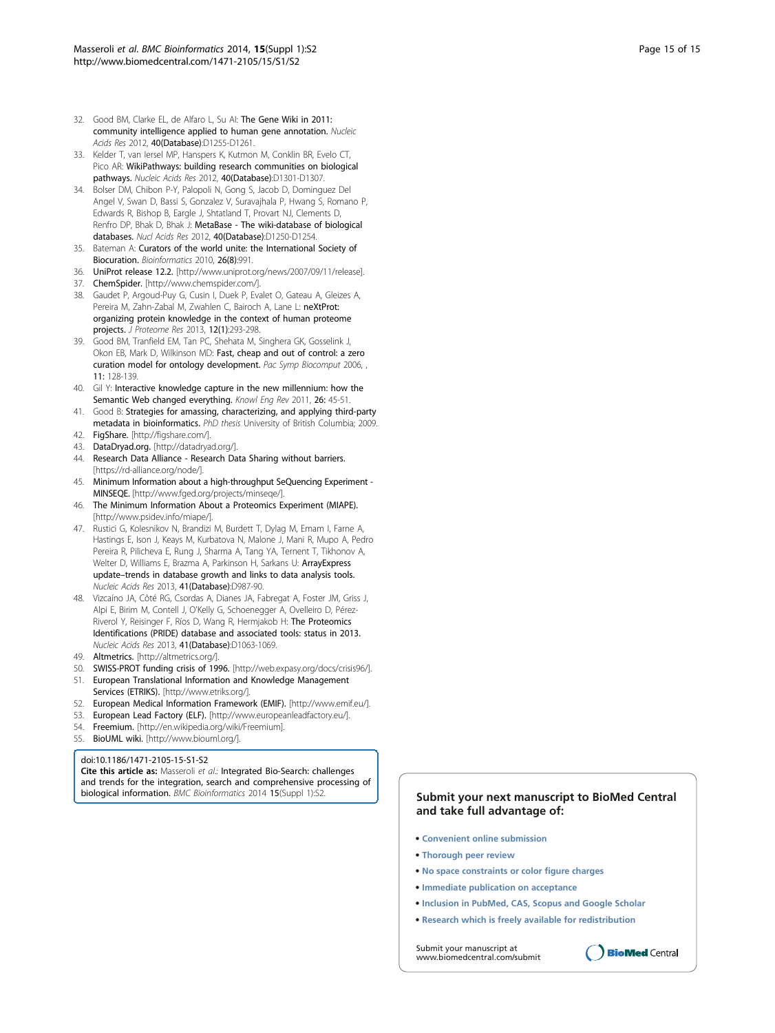32. Good BM, Clarke EL, de Alfaro L, Su AI: **The Gene Wiki in 2011: community intelligence applied to human gene annotation.** *Nucleic Acids Res* 2012, **40(Database)**:D1255-D1261.
33. Kelder T, van Iersel MP, Hanspers K, Kutmon M, Conklin BR, Evelo CT, Pico AR: **WikiPathways: building research communities on biological pathways.** *Nucleic Acids Res* 2012, **40(Database)**:D1301-D1307.
34. Bolser DM, Chibon P-Y, Palopoli N, Gong S, Jacob D, Dominguez Del Angel V, Swan D, Bassi S, Gonzalez V, Suravajhala P, Hwang S, Romano P, Edwards R, Bishop B, Eargle J, Shtatland T, Provart NJ, Clements D, Renfro DP, Bhak D, Bhak J: **MetaBase - The wiki-database of biological databases.** *Nucl Acids Res* 2012, **40(Database)**:D1250-D1254.
35. Bateman A: **Curators of the world unite: the International Society of Biocuration.** *Bioinformatics* 2010, **26(8)**:991.
36. **UniProt release 12.2.** [http://www.uniprot.org/news/2007/09/11/release].
37. **ChemSpider.** [http://www.chemspider.com/].
38. Gaudet P, Argoud-Puy G, Cusin I, Duek P, Evalet O, Gateau A, Gleizes A, Pereira M, Zahn-Zabal M, Zwahlen C, Bairoch A, Lane L: **neXtProt: organizing protein knowledge in the context of human proteome projects.** *J Proteome Res* 2013, **12(1)**:293-298.
39. Good BM, Tranfield EM, Tan PC, Shehata M, Singhera GK, Gosselink J, Okon EB, Mark D, Wilkinson MD: **Fast, cheap and out of control: a zero curation model for ontology development.** *Pac Symp Biocomput* 2006, , **11**: 128-139.
40. Gil Y: **Interactive knowledge capture in the new millennium: how the Semantic Web changed everything.** *Knowl Eng Rev* 2011, **26**: 45-51.
41. Good B: **Strategies for amassing, characterizing, and applying third-party metadata in bioinformatics.** *PhD thesis* University of British Columbia; 2009.
42. **FigShare.** [http://figshare.com/].
43. **DataDryad.org.** [http://datadryad.org/].
44. **Research Data Alliance - Research Data Sharing without barriers.** [https://rd-alliance.org/node/].
45. **Minimum Information about a high-throughput SeQuencing Experiment - MINSEQE.** [http://www.fged.org/projects/minseqe/].
46. **The Minimum Information About a Proteomics Experiment (MIAPE).** [http://www.psidev.info/miape/].
47. Rustici G, Kolesnikov N, Brandizi M, Burdett T, Dylag M, Emam I, Farne A, Hastings E, Ison J, Keays M, Kurbatova N, Malone J, Mani R, Mupo A, Pedro Pereira R, Pilicheva E, Rung J, Sharma A, Tang YA, Ternent T, Tikhonov A, Welter D, Williams E, Brazma A, Parkinson H, Sarkans U: **ArrayExpress update–trends in database growth and links to data analysis tools.** *Nucleic Acids Res* 2013, **41(Database)**:D987-90.
48. Vizcaíno JA, Côté RG, Csordas A, Dianes JA, Fabregat A, Foster JM, Griss J, Alpi E, Birim M, Contell J, O'Kelly G, Schoenegger A, Ovelleiro D, Pérez-Riverol Y, Reisinger F, Ríos D, Wang R, Hermjakob H: **The Proteomics Identifications (PRIDE) database and associated tools: status in 2013.** *Nucleic Acids Res* 2013, **41(Database)**:D1063-1069.
49. **Altmetrics.** [http://altmetrics.org/].
50. **SWISS-PROT funding crisis of 1996.** [http://web.expasy.org/docs/crisis96/].
51. **European Translational Information and Knowledge Management Services (ETRIKS).** [http://www.etriks.org/].
52. **European Medical Information Framework (EMIF).** [http://www.emif.eu/].
53. **European Lead Factory (ELF).** [http://www.europeanleadfactory.eu/].
54. **Freemium.** [http://en.wikipedia.org/wiki/Freemium].
55. **BioUML wiki.** [http://www.biouml.org/].

doi:10.1186/1471-2105-15-S1-S2
**Cite this article as:** Masseroli *et al.*: Integrated Bio-Search: challenges and trends for the integration, search and comprehensive processing of biological information. *BMC Bioinformatics* 2014 **15**(Suppl 1):S2.

**Submit your next manuscript to BioMed Central and take full advantage of:**

- **Convenient online submission**
- **Thorough peer review**
- **No space constraints or color figure charges**
- **Immediate publication on acceptance**
- **Inclusion in PubMed, CAS, Scopus and Google Scholar**
- **Research which is freely available for redistribution**

Submit your manuscript at
www.biomedcentral.com/submit

BioMed Central